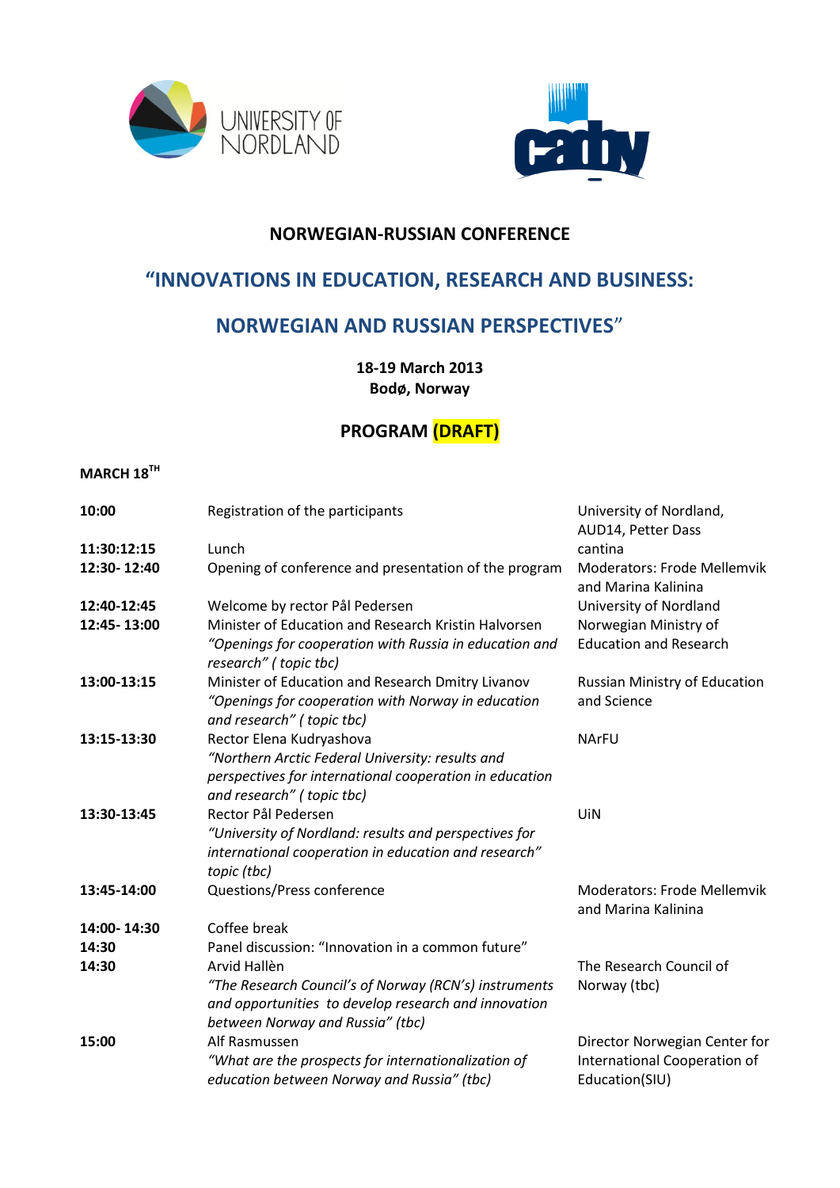UNIVERSITY OF NORDLAND

**NORWEGIAN-RUSSIAN CONFERENCE**

# "INNOVATIONS IN EDUCATION, RESEARCH AND BUSINESS: NORWEGIAN AND RUSSIAN PERSPECTIVES"

**18-19 March 2013**
**Bodø, Norway**

## PROGRAM (DRAFT)

**MARCH 18TH**

| | | |
|---|---|---|
| **10:00** | Registration of the participants | University of Nordland, AUD14, Petter Dass |
| **11:30:12:15** | Lunch | cantina |
| **12:30- 12:40** | Opening of conference and presentation of the program | Moderators: Frode Mellemvik and Marina Kalinina |
| **12:40-12:45** | Welcome by rector Pål Pedersen | University of Nordland |
| **12:45- 13:00** | Minister of Education and Research Kristin Halvorsen *"Openings for cooperation with Russia in education and research" ( topic tbc)* | Norwegian Ministry of Education and Research |
| **13:00-13:15** | Minister of Education and Research Dmitry Livanov *"Openings for cooperation with Norway in education and research" ( topic tbc)* | Russian Ministry of Education and Science |
| **13:15-13:30** | Rector Elena Kudryashova *"Northern Arctic Federal University: results and perspectives for international cooperation in education and research" ( topic tbc)* | NArFU |
| **13:30-13:45** | Rector Pål Pedersen *"University of Nordland: results and perspectives for international cooperation in education and research" topic (tbc)* | UiN |
| **13:45-14:00** | Questions/Press conference | Moderators: Frode Mellemvik and Marina Kalinina |
| **14:00- 14:30** | Coffee break | |
| **14:30** | Panel discussion: "Innovation in a common future" | |
| **14:30** | Arvid Hallèn *"The Research Council's of Norway (RCN's) instruments and opportunities to develop research and innovation between Norway and Russia" (tbc)* | The Research Council of Norway (tbc) |
| **15:00** | Alf Rasmussen *"What are the prospects for internationalization of education between Norway and Russia" (tbc)* | Director Norwegian Center for International Cooperation of Education(SIU) |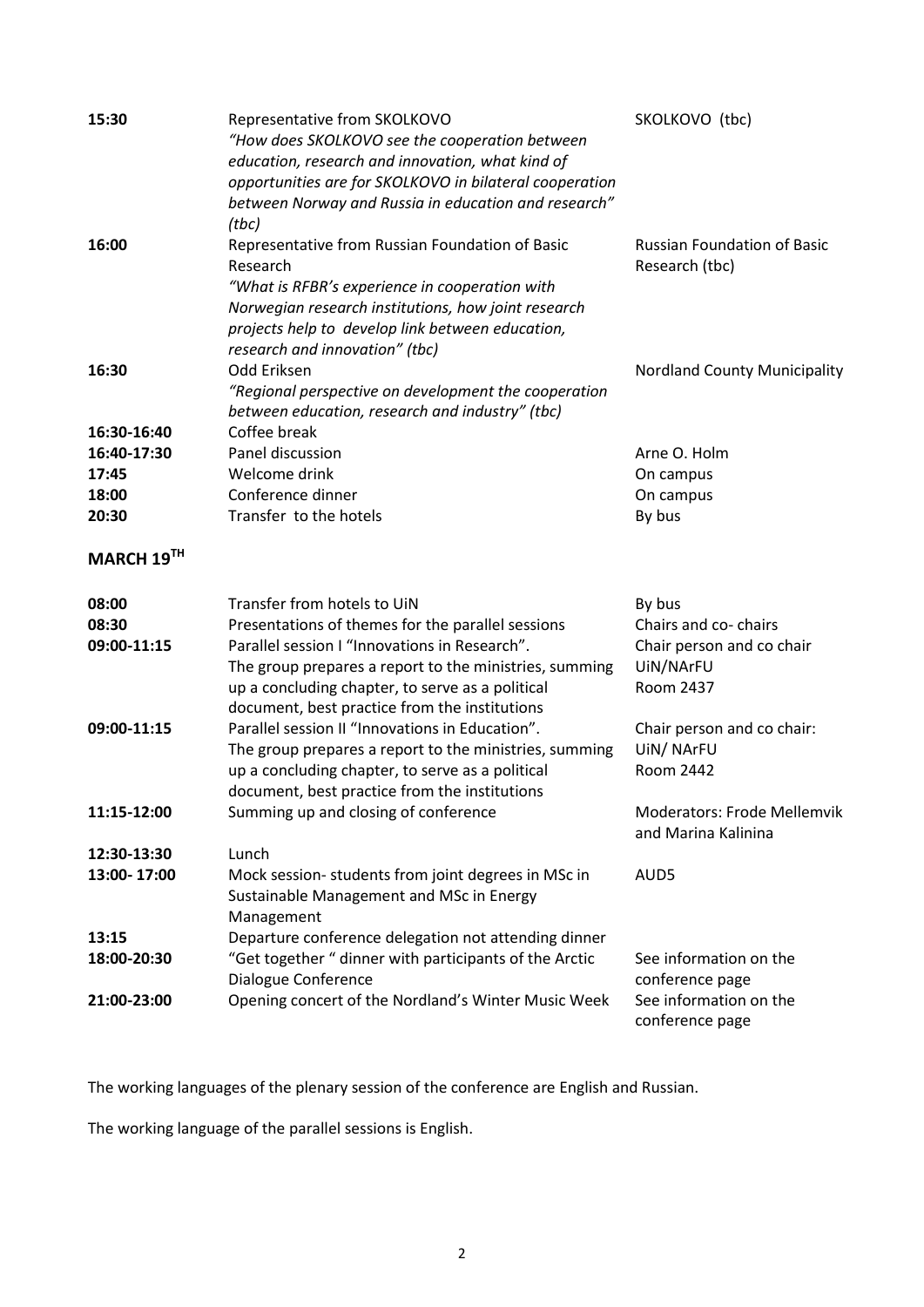| | | |
|---|---|---|
| **15:30** | Representative from SKOLKOVO<br>*"How does SKOLKOVO see the cooperation between education, research and innovation, what kind of opportunities are for SKOLKOVO in bilateral cooperation between Norway and Russia in education and research" (tbc)* | SKOLKOVO (tbc) |
| **16:00** | Representative from Russian Foundation of Basic Research<br>*"What is RFBR's experience in cooperation with Norwegian research institutions, how joint research projects help to develop link between education, research and innovation" (tbc)* | Russian Foundation of Basic Research (tbc) |
| **16:30** | Odd Eriksen<br>*"Regional perspective on development the cooperation between education, research and industry" (tbc)* | Nordland County Municipality |
| **16:30-16:40** | Coffee break | |
| **16:40-17:30** | Panel discussion | Arne O. Holm |
| **17:45** | Welcome drink | On campus |
| **18:00** | Conference dinner | On campus |
| **20:30** | Transfer to the hotels | By bus |

## MARCH 19TH

| | | |
|---|---|---|
| **08:00** | Transfer from hotels to UiN | By bus |
| **08:30** | Presentations of themes for the parallel sessions | Chairs and co- chairs |
| **09:00-11:15** | Parallel session I "Innovations in Research".<br>The group prepares a report to the ministries, summing up a concluding chapter, to serve as a political document, best practice from the institutions | Chair person and co chair<br>UiN/NArFU<br>Room 2437 |
| **09:00-11:15** | Parallel session II "Innovations in Education".<br>The group prepares a report to the ministries, summing up a concluding chapter, to serve as a political document, best practice from the institutions | Chair person and co chair:<br>UiN/ NArFU<br>Room 2442 |
| **11:15-12:00** | Summing up and closing of conference | Moderators: Frode Mellemvik and Marina Kalinina |
| **12:30-13:30** | Lunch | |
| **13:00- 17:00** | Mock session- students from joint degrees in MSc in Sustainable Management and MSc in Energy Management | AUD5 |
| **13:15** | Departure conference delegation not attending dinner | |
| **18:00-20:30** | "Get together " dinner with participants of the Arctic Dialogue Conference | See information on the conference page |
| **21:00-23:00** | Opening concert of the Nordland's Winter Music Week | See information on the conference page |

The working languages of the plenary session of the conference are English and Russian.

The working language of the parallel sessions is English.